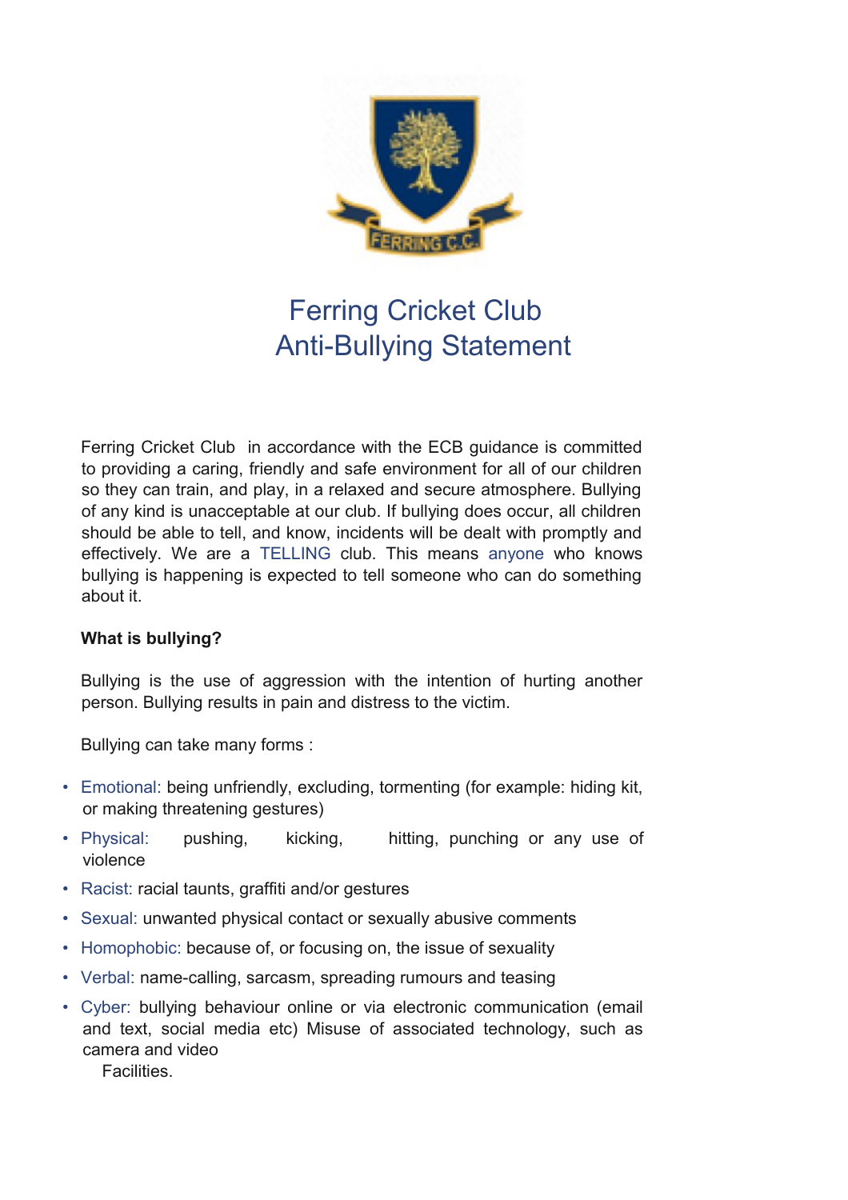# Ferring Cricket Club
# Anti-Bullying Statement

Ferring Cricket Club in accordance with the ECB guidance is committed to providing a caring, friendly and safe environment for all of our children so they can train, and play, in a relaxed and secure atmosphere. Bullying of any kind is unacceptable at our club. If bullying does occur, all children should be able to tell, and know, incidents will be dealt with promptly and effectively. We are a TELLING club. This means anyone who knows bullying is happening is expected to tell someone who can do something about it.

**What is bullying?**

Bullying is the use of aggression with the intention of hurting another person. Bullying results in pain and distress to the victim.

Bullying can take many forms :

- Emotional: being unfriendly, excluding, tormenting (for example: hiding kit, or making threatening gestures)
- Physical: pushing, kicking, hitting, punching or any use of violence
- Racist: racial taunts, graffiti and/or gestures
- Sexual: unwanted physical contact or sexually abusive comments
- Homophobic: because of, or focusing on, the issue of sexuality
- Verbal: name-calling, sarcasm, spreading rumours and teasing
- Cyber: bullying behaviour online or via electronic communication (email and text, social media etc) Misuse of associated technology, such as camera and video Facilities.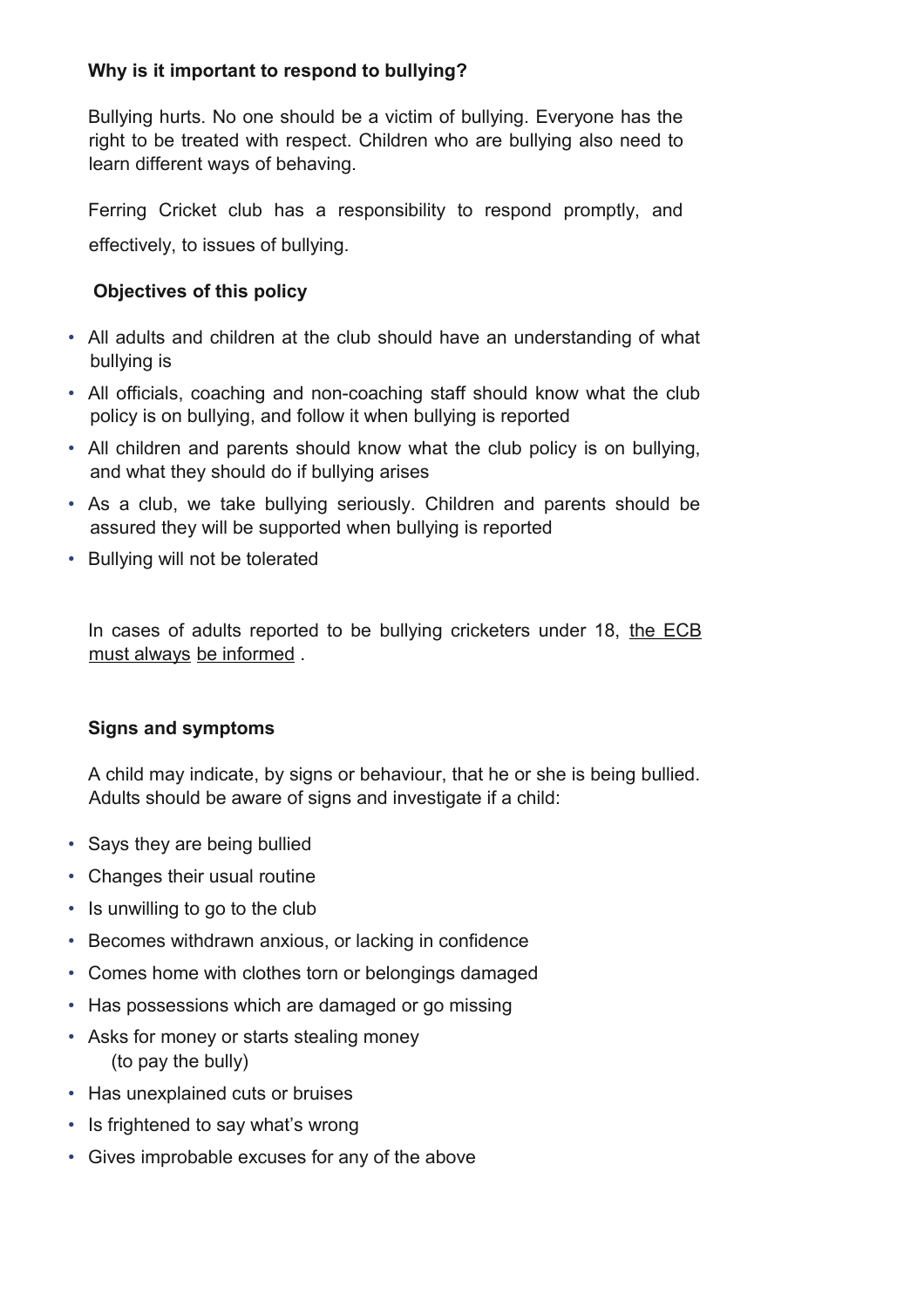### Why is it important to respond to bullying?

Bullying hurts. No one should be a victim of bullying. Everyone has the right to be treated with respect. Children who are bullying also need to learn different ways of behaving.

Ferring Cricket club has a responsibility to respond promptly, and effectively, to issues of bullying.

### Objectives of this policy

- All adults and children at the club should have an understanding of what bullying is
- All officials, coaching and non-coaching staff should know what the club policy is on bullying, and follow it when bullying is reported
- All children and parents should know what the club policy is on bullying, and what they should do if bullying arises
- As a club, we take bullying seriously. Children and parents should be assured they will be supported when bullying is reported
- Bullying will not be tolerated

In cases of adults reported to be bullying cricketers under 18, the ECB must always be informed .

### Signs and symptoms

A child may indicate, by signs or behaviour, that he or she is being bullied. Adults should be aware of signs and investigate if a child:

- Says they are being bullied
- Changes their usual routine
- Is unwilling to go to the club
- Becomes withdrawn anxious, or lacking in confidence
- Comes home with clothes torn or belongings damaged
- Has possessions which are damaged or go missing
- Asks for money or starts stealing money (to pay the bully)
- Has unexplained cuts or bruises
- Is frightened to say what's wrong
- Gives improbable excuses for any of the above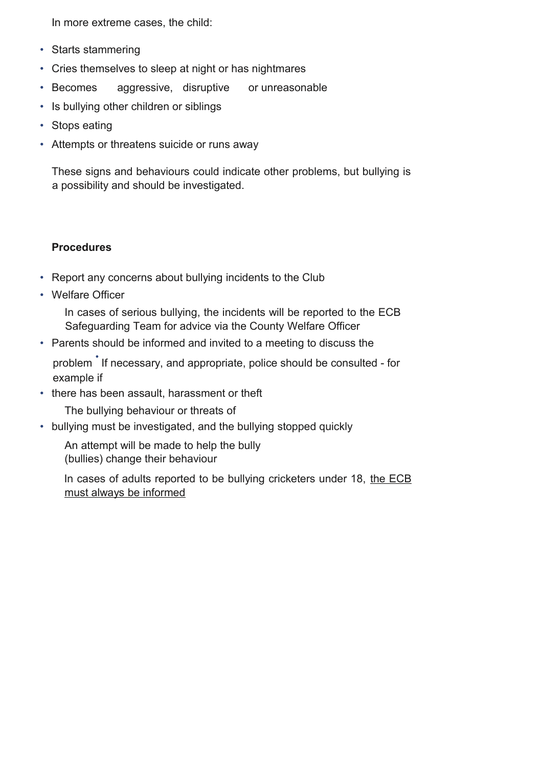In more extreme cases, the child:

- Starts stammering
- Cries themselves to sleep at night or has nightmares
- Becomes aggressive, disruptive or unreasonable
- Is bullying other children or siblings
- Stops eating
- Attempts or threatens suicide or runs away

These signs and behaviours could indicate other problems, but bullying is a possibility and should be investigated.

**Procedures**

- Report any concerns about bullying incidents to the Club
- Welfare Officer

  In cases of serious bullying, the incidents will be reported to the ECB Safeguarding Team for advice via the County Welfare Officer

- Parents should be informed and invited to a meeting to discuss the problem • If necessary, and appropriate, police should be consulted - for example if
- there has been assault, harassment or theft

  The bullying behaviour or threats of

- bullying must be investigated, and the bullying stopped quickly

  An attempt will be made to help the bully (bullies) change their behaviour

  In cases of adults reported to be bullying cricketers under 18, <u>the ECB must always be informed</u>